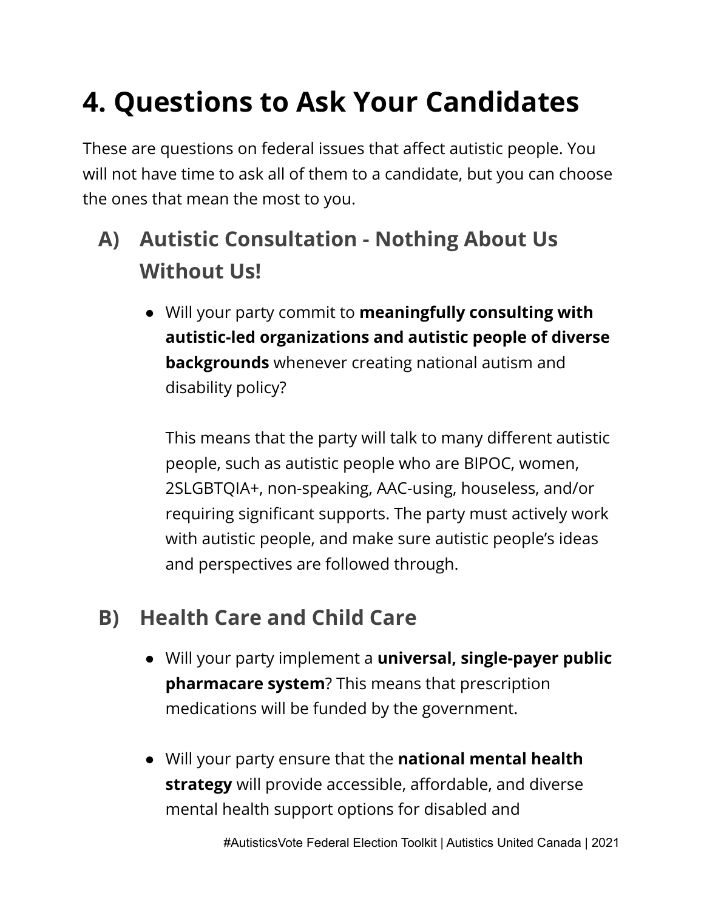# 4. Questions to Ask Your Candidates

These are questions on federal issues that affect autistic people. You will not have time to ask all of them to a candidate, but you can choose the ones that mean the most to you.

## A) Autistic Consultation - Nothing About Us Without Us!

- Will your party commit to **meaningfully consulting with autistic-led organizations and autistic people of diverse backgrounds** whenever creating national autism and disability policy?

  This means that the party will talk to many different autistic people, such as autistic people who are BIPOC, women, 2SLGBTQIA+, non-speaking, AAC-using, houseless, and/or requiring significant supports. The party must actively work with autistic people, and make sure autistic people's ideas and perspectives are followed through.

## B) Health Care and Child Care

- Will your party implement a **universal, single-payer public pharmacare system**? This means that prescription medications will be funded by the government.

- Will your party ensure that the **national mental health strategy** will provide accessible, affordable, and diverse mental health support options for disabled and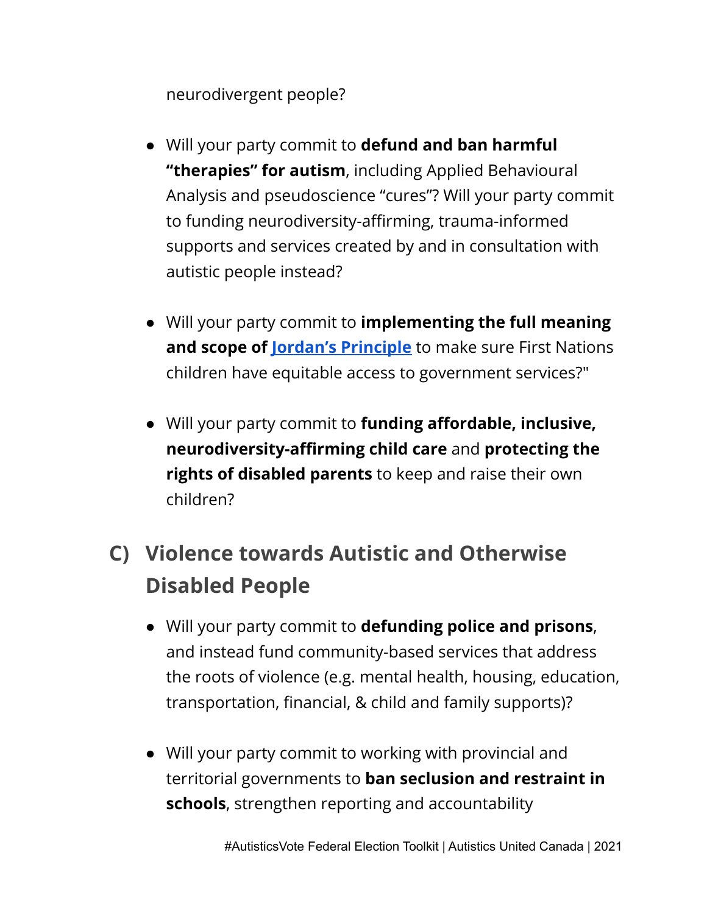neurodivergent people?

- Will your party commit to **defund and ban harmful "therapies" for autism**, including Applied Behavioural Analysis and pseudoscience "cures"? Will your party commit to funding neurodiversity-affirming, trauma-informed supports and services created by and in consultation with autistic people instead?

- Will your party commit to **implementing the full meaning and scope of Jordan's Principle** to make sure First Nations children have equitable access to government services?"

- Will your party commit to **funding affordable, inclusive, neurodiversity-affirming child care** and **protecting the rights of disabled parents** to keep and raise their own children?

## C) Violence towards Autistic and Otherwise Disabled People

- Will your party commit to **defunding police and prisons**, and instead fund community-based services that address the roots of violence (e.g. mental health, housing, education, transportation, financial, & child and family supports)?

- Will your party commit to working with provincial and territorial governments to **ban seclusion and restraint in schools**, strengthen reporting and accountability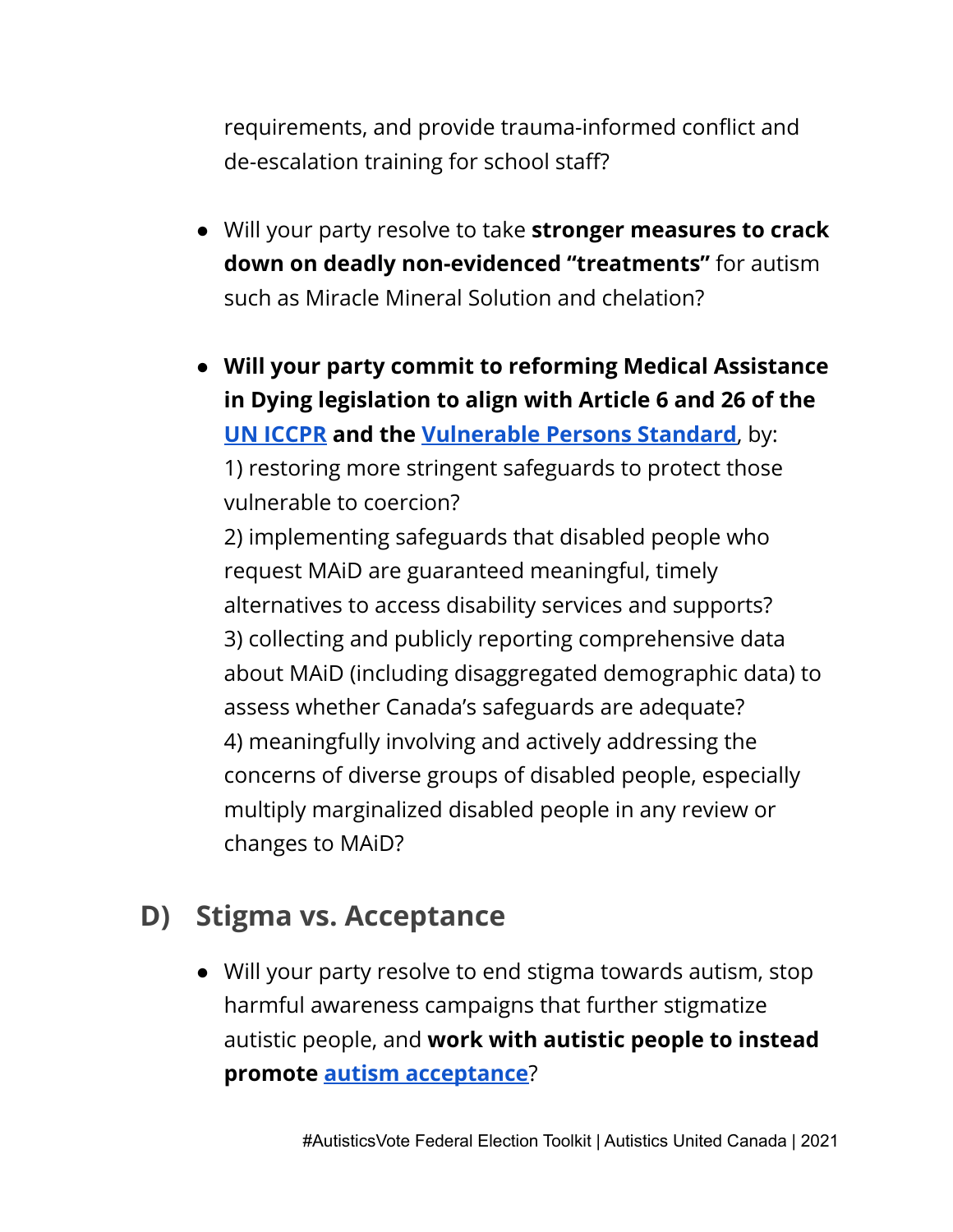requirements, and provide trauma-informed conflict and de-escalation training for school staff?

- Will your party resolve to take **stronger measures to crack down on deadly non-evidenced "treatments"** for autism such as Miracle Mineral Solution and chelation?

- **Will your party commit to reforming Medical Assistance in Dying legislation to align with Article 6 and 26 of the UN ICCPR and the Vulnerable Persons Standard**, by:
  1) restoring more stringent safeguards to protect those vulnerable to coercion?
  2) implementing safeguards that disabled people who request MAiD are guaranteed meaningful, timely alternatives to access disability services and supports?
  3) collecting and publicly reporting comprehensive data about MAiD (including disaggregated demographic data) to assess whether Canada's safeguards are adequate?
  4) meaningfully involving and actively addressing the concerns of diverse groups of disabled people, especially multiply marginalized disabled people in any review or changes to MAiD?

## D) Stigma vs. Acceptance

- Will your party resolve to end stigma towards autism, stop harmful awareness campaigns that further stigmatize autistic people, and **work with autistic people to instead promote autism acceptance**?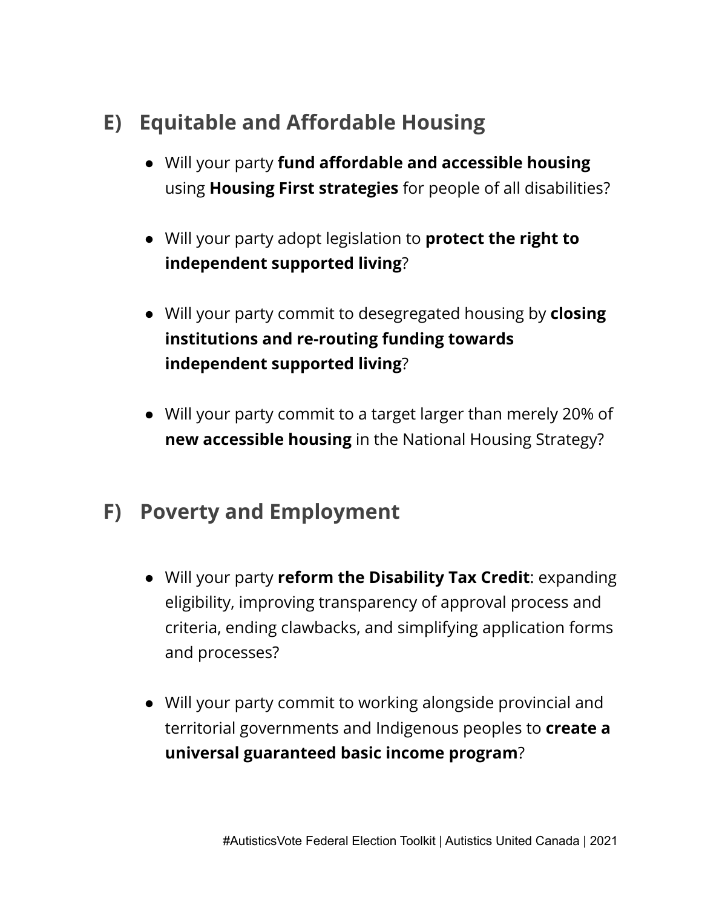## E) Equitable and Affordable Housing

- Will your party **fund affordable and accessible housing** using **Housing First strategies** for people of all disabilities?

- Will your party adopt legislation to **protect the right to independent supported living**?

- Will your party commit to desegregated housing by **closing institutions and re-routing funding towards independent supported living**?

- Will your party commit to a target larger than merely 20% of **new accessible housing** in the National Housing Strategy?

## F) Poverty and Employment

- Will your party **reform the Disability Tax Credit**: expanding eligibility, improving transparency of approval process and criteria, ending clawbacks, and simplifying application forms and processes?

- Will your party commit to working alongside provincial and territorial governments and Indigenous peoples to **create a universal guaranteed basic income program**?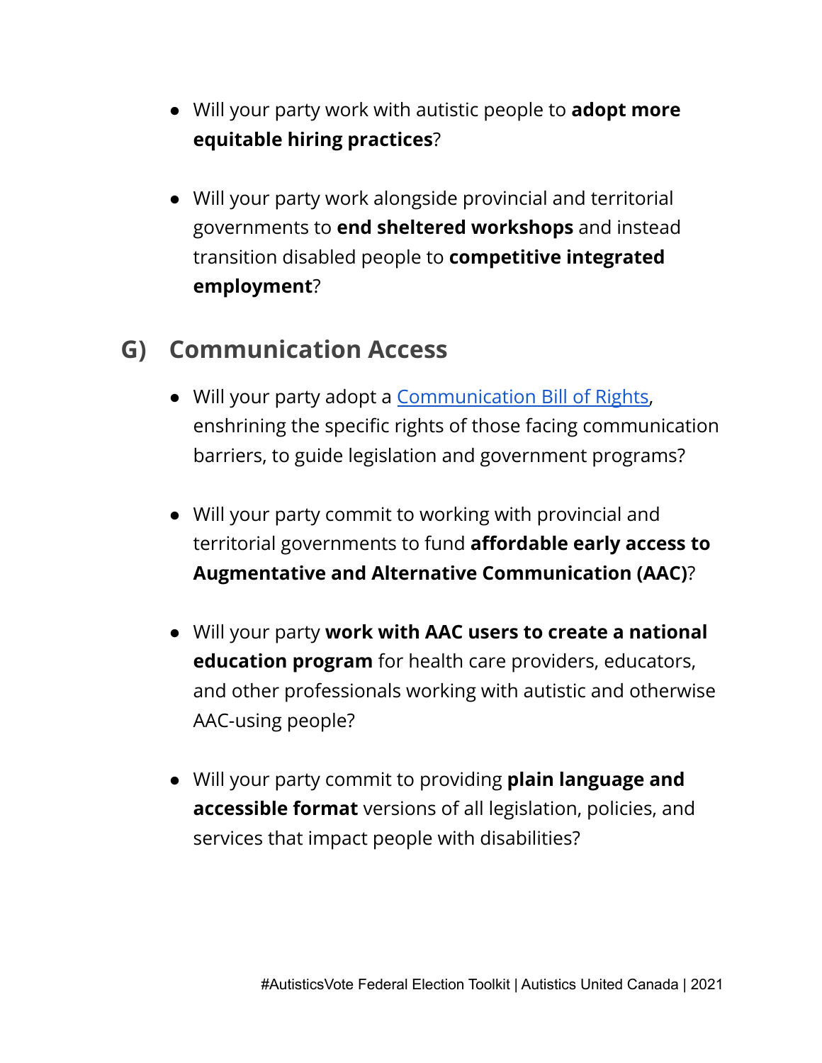- Will your party work with autistic people to **adopt more equitable hiring practices**?

- Will your party work alongside provincial and territorial governments to **end sheltered workshops** and instead transition disabled people to **competitive integrated employment**?

## G) Communication Access

- Will your party adopt a Communication Bill of Rights, enshrining the specific rights of those facing communication barriers, to guide legislation and government programs?

- Will your party commit to working with provincial and territorial governments to fund **affordable early access to Augmentative and Alternative Communication (AAC)**?

- Will your party **work with AAC users to create a national education program** for health care providers, educators, and other professionals working with autistic and otherwise AAC-using people?

- Will your party commit to providing **plain language and accessible format** versions of all legislation, policies, and services that impact people with disabilities?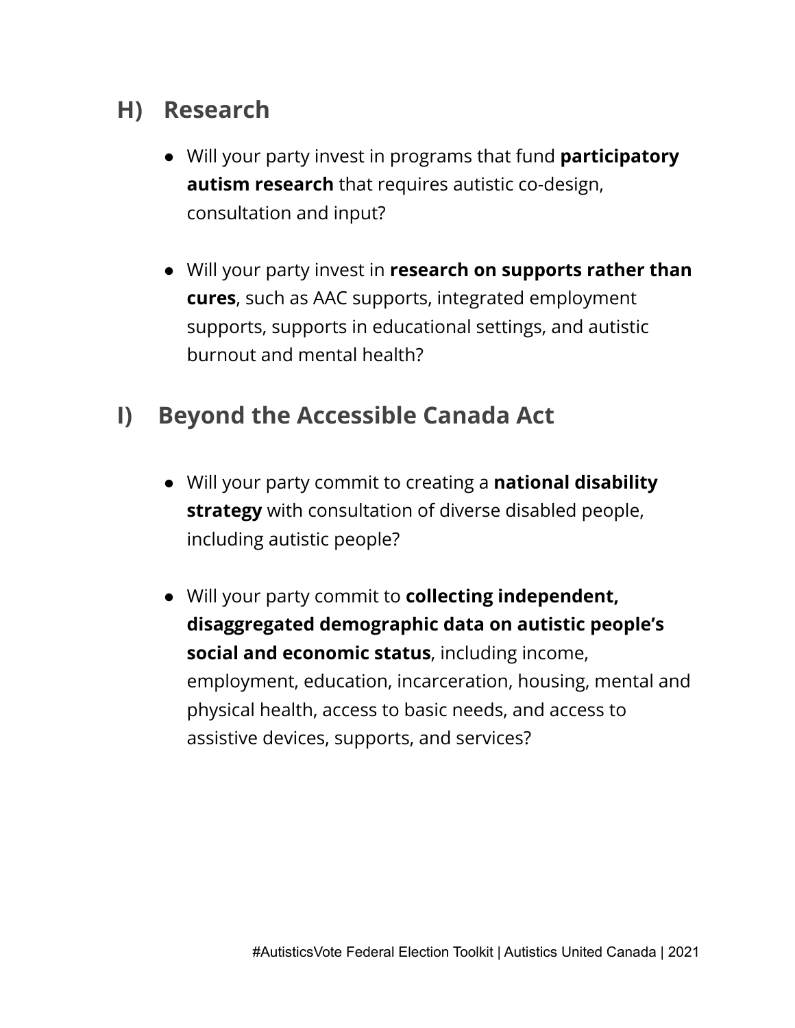## H) Research

- Will your party invest in programs that fund **participatory autism research** that requires autistic co-design, consultation and input?

- Will your party invest in **research on supports rather than cures**, such as AAC supports, integrated employment supports, supports in educational settings, and autistic burnout and mental health?

## I) Beyond the Accessible Canada Act

- Will your party commit to creating a **national disability strategy** with consultation of diverse disabled people, including autistic people?

- Will your party commit to **collecting independent, disaggregated demographic data on autistic people's social and economic status**, including income, employment, education, incarceration, housing, mental and physical health, access to basic needs, and access to assistive devices, supports, and services?